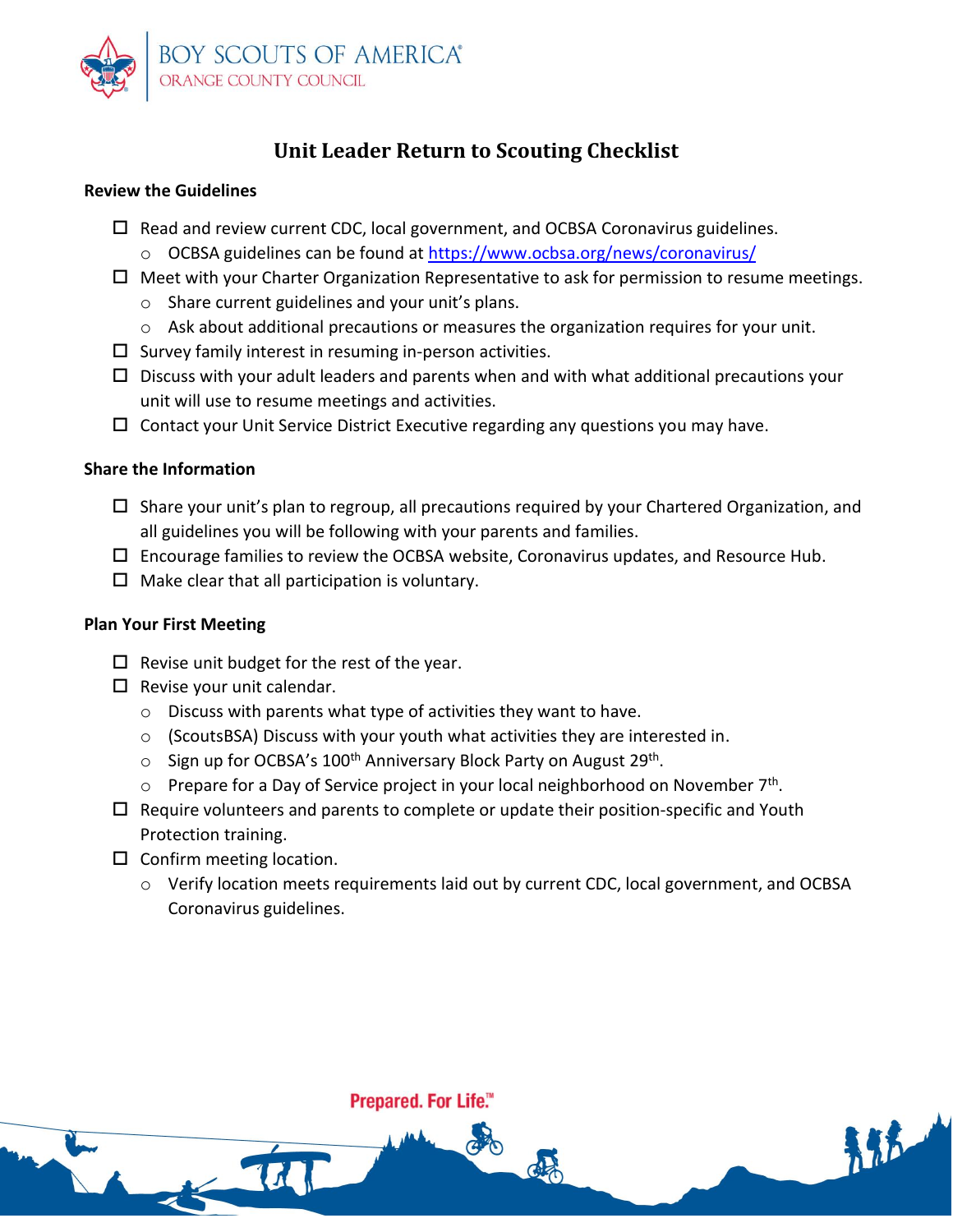BOY SCOUTS OF AMERICA
ORANGE COUNTY COUNCIL

# Unit Leader Return to Scouting Checklist

### Review the Guidelines

- ☐ Read and review current CDC, local government, and OCBSA Coronavirus guidelines.
  - OCBSA guidelines can be found at [https://www.ocbsa.org/news/coronavirus/](https://www.ocbsa.org/news/coronavirus/)
- ☐ Meet with your Charter Organization Representative to ask for permission to resume meetings.
  - Share current guidelines and your unit's plans.
  - Ask about additional precautions or measures the organization requires for your unit.
- ☐ Survey family interest in resuming in-person activities.
- ☐ Discuss with your adult leaders and parents when and with what additional precautions your unit will use to resume meetings and activities.
- ☐ Contact your Unit Service District Executive regarding any questions you may have.

### Share the Information

- ☐ Share your unit's plan to regroup, all precautions required by your Chartered Organization, and all guidelines you will be following with your parents and families.
- ☐ Encourage families to review the OCBSA website, Coronavirus updates, and Resource Hub.
- ☐ Make clear that all participation is voluntary.

### Plan Your First Meeting

- ☐ Revise unit budget for the rest of the year.
- ☐ Revise your unit calendar.
  - Discuss with parents what type of activities they want to have.
  - (ScoutsBSA) Discuss with your youth what activities they are interested in.
  - Sign up for OCBSA's 100th Anniversary Block Party on August 29th.
  - Prepare for a Day of Service project in your local neighborhood on November 7th.
- ☐ Require volunteers and parents to complete or update their position-specific and Youth Protection training.
- ☐ Confirm meeting location.
  - Verify location meets requirements laid out by current CDC, local government, and OCBSA Coronavirus guidelines.

Prepared. For Life.™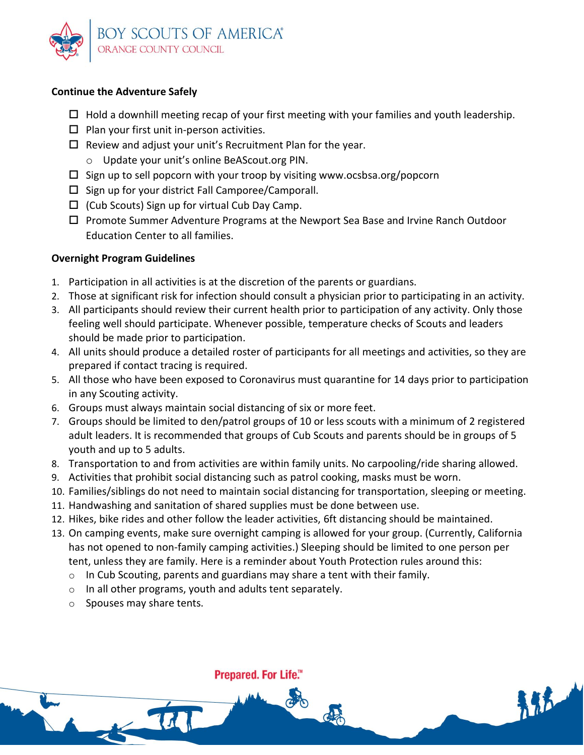**Continue the Adventure Safely**

- ☐ Hold a downhill meeting recap of your first meeting with your families and youth leadership.
- ☐ Plan your first unit in-person activities.
- ☐ Review and adjust your unit's Recruitment Plan for the year.
  - Update your unit's online BeAScout.org PIN.
- ☐ Sign up to sell popcorn with your troop by visiting www.ocsbsa.org/popcorn
- ☐ Sign up for your district Fall Camporee/Camporall.
- ☐ (Cub Scouts) Sign up for virtual Cub Day Camp.
- ☐ Promote Summer Adventure Programs at the Newport Sea Base and Irvine Ranch Outdoor Education Center to all families.

**Overnight Program Guidelines**

1. Participation in all activities is at the discretion of the parents or guardians.
2. Those at significant risk for infection should consult a physician prior to participating in an activity.
3. All participants should review their current health prior to participation of any activity. Only those feeling well should participate. Whenever possible, temperature checks of Scouts and leaders should be made prior to participation.
4. All units should produce a detailed roster of participants for all meetings and activities, so they are prepared if contact tracing is required.
5. All those who have been exposed to Coronavirus must quarantine for 14 days prior to participation in any Scouting activity.
6. Groups must always maintain social distancing of six or more feet.
7. Groups should be limited to den/patrol groups of 10 or less scouts with a minimum of 2 registered adult leaders. It is recommended that groups of Cub Scouts and parents should be in groups of 5 youth and up to 5 adults.
8. Transportation to and from activities are within family units. No carpooling/ride sharing allowed.
9. Activities that prohibit social distancing such as patrol cooking, masks must be worn.
10. Families/siblings do not need to maintain social distancing for transportation, sleeping or meeting.
11. Handwashing and sanitation of shared supplies must be done between use.
12. Hikes, bike rides and other follow the leader activities, 6ft distancing should be maintained.
13. On camping events, make sure overnight camping is allowed for your group. (Currently, California has not opened to non-family camping activities.) Sleeping should be limited to one person per tent, unless they are family. Here is a reminder about Youth Protection rules around this:
    - In Cub Scouting, parents and guardians may share a tent with their family.
    - In all other programs, youth and adults tent separately.
    - Spouses may share tents.